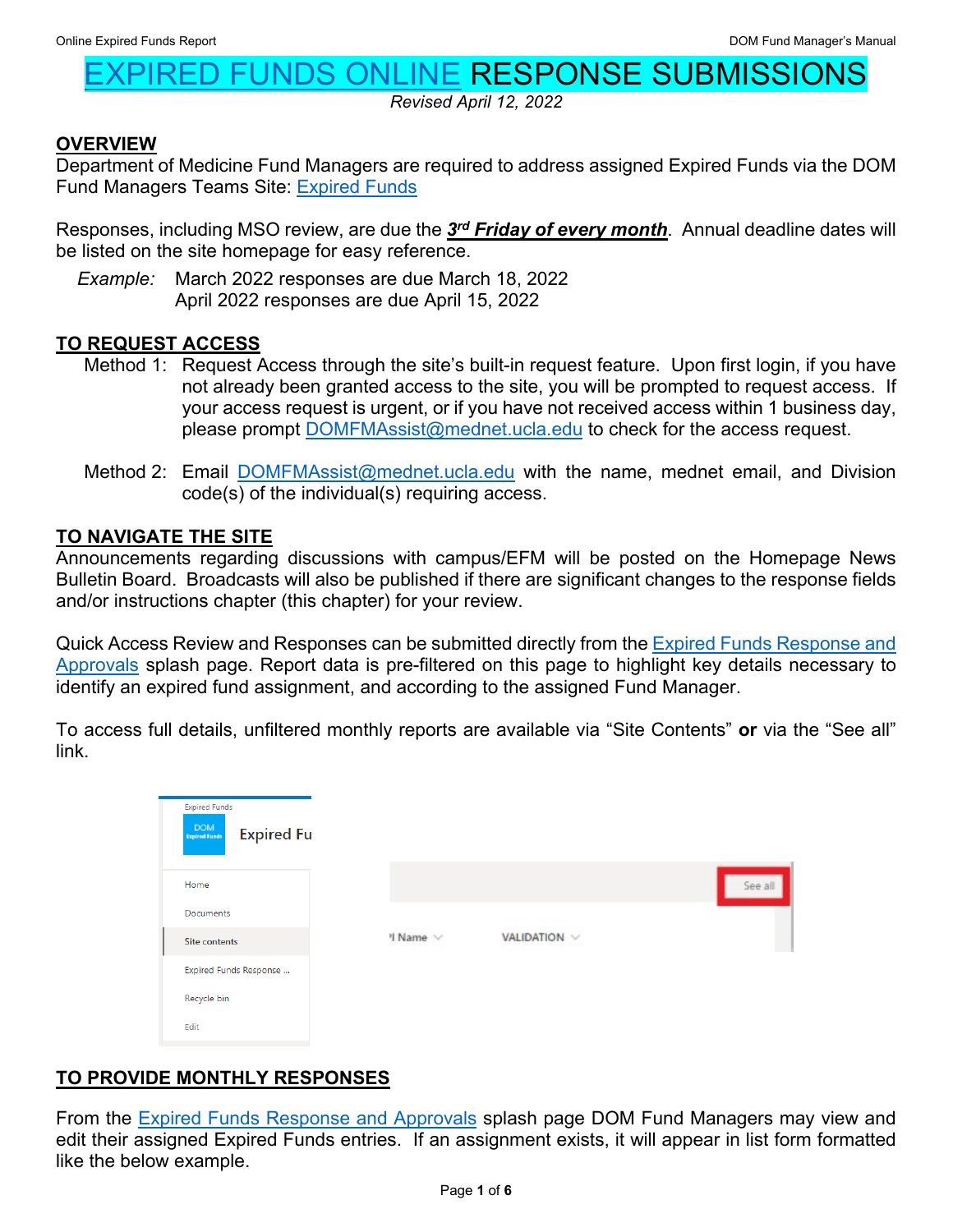# EXPIRED FUNDS ONLINE RESPONSE SUBMISSIONS

*Revised April 12, 2022*

## OVERVIEW

Department of Medicine Fund Managers are required to address assigned Expired Funds via the DOM Fund Managers Teams Site: Expired Funds

Responses, including MSO review, are due the ***3rd Friday of every month***. Annual deadline dates will be listed on the site homepage for easy reference.

*Example:* March 2022 responses are due March 18, 2022
April 2022 responses are due April 15, 2022

## TO REQUEST ACCESS

Method 1: Request Access through the site's built-in request feature. Upon first login, if you have not already been granted access to the site, you will be prompted to request access. If your access request is urgent, or if you have not received access within 1 business day, please prompt DOMFMAssist@mednet.ucla.edu to check for the access request.

Method 2: Email DOMFMAssist@mednet.ucla.edu with the name, mednet email, and Division code(s) of the individual(s) requiring access.

## TO NAVIGATE THE SITE

Announcements regarding discussions with campus/EFM will be posted on the Homepage News Bulletin Board. Broadcasts will also be published if there are significant changes to the response fields and/or instructions chapter (this chapter) for your review.

Quick Access Review and Responses can be submitted directly from the Expired Funds Response and Approvals splash page. Report data is pre-filtered on this page to highlight key details necessary to identify an expired fund assignment, and according to the assigned Fund Manager.

To access full details, unfiltered monthly reports are available via "Site Contents" **or** via the "See all" link.

## TO PROVIDE MONTHLY RESPONSES

From the Expired Funds Response and Approvals splash page DOM Fund Managers may view and edit their assigned Expired Funds entries. If an assignment exists, it will appear in list form formatted like the below example.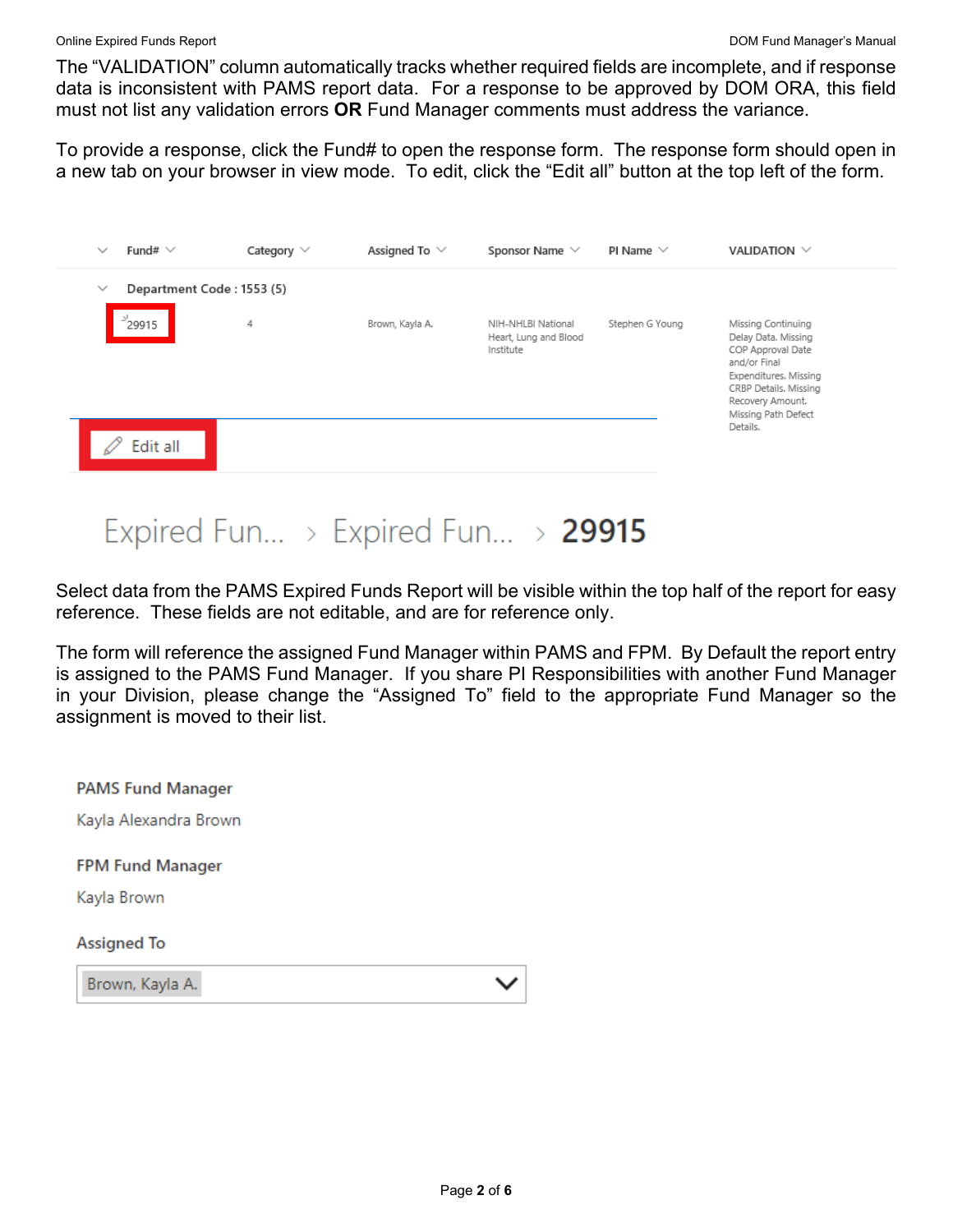The "VALIDATION" column automatically tracks whether required fields are incomplete, and if response data is inconsistent with PAMS report data. For a response to be approved by DOM ORA, this field must not list any validation errors **OR** Fund Manager comments must address the variance.

To provide a response, click the Fund# to open the response form. The response form should open in a new tab on your browser in view mode. To edit, click the "Edit all" button at the top left of the form.

| Fund# | Category | Assigned To | Sponsor Name | PI Name | VALIDATION |
|---|---|---|---|---|---|
| Department Code : 1553 (5) | | | | | |
| 29915 | 4 | Brown, Kayla A. | NIH-NHLBI National Heart, Lung and Blood Institute | Stephen G Young | Missing Continuing Delay Data. Missing COP Approval Date and/or Final Expenditures. Missing CRBP Details. Missing Recovery Amount. Missing Path Defect Details. |

Edit all

Expired Fun... > Expired Fun... > **29915**

Select data from the PAMS Expired Funds Report will be visible within the top half of the report for easy reference. These fields are not editable, and are for reference only.

The form will reference the assigned Fund Manager within PAMS and FPM. By Default the report entry is assigned to the PAMS Fund Manager. If you share PI Responsibilities with another Fund Manager in your Division, please change the "Assigned To" field to the appropriate Fund Manager so the assignment is moved to their list.

**PAMS Fund Manager**

Kayla Alexandra Brown

**FPM Fund Manager**

Kayla Brown

**Assigned To**

Brown, Kayla A.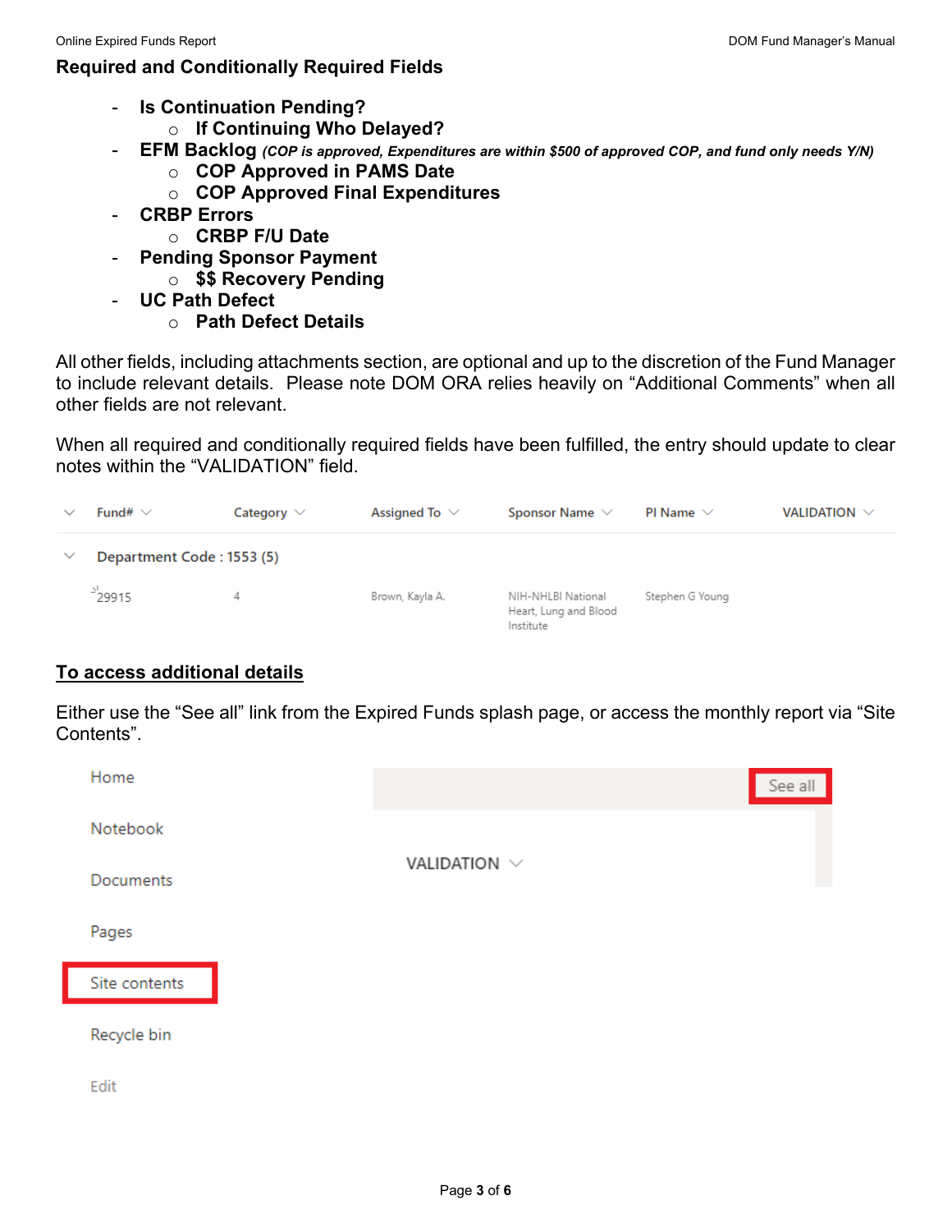## Required and Conditionally Required Fields

- **Is Continuation Pending?**
  - **If Continuing Who Delayed?**
- **EFM Backlog** ***(COP is approved, Expenditures are within $500 of approved COP, and fund only needs Y/N)***
  - **COP Approved in PAMS Date**
  - **COP Approved Final Expenditures**
- **CRBP Errors**
  - **CRBP F/U Date**
- **Pending Sponsor Payment**
  - **$$ Recovery Pending**
- **UC Path Defect**
  - **Path Defect Details**

All other fields, including attachments section, are optional and up to the discretion of the Fund Manager to include relevant details. Please note DOM ORA relies heavily on "Additional Comments" when all other fields are not relevant.

When all required and conditionally required fields have been fulfilled, the entry should update to clear notes within the "VALIDATION" field.

| Fund# | Category | Assigned To | Sponsor Name | PI Name | VALIDATION |
|---|---|---|---|---|---|
| Department Code : 1553 (5) | | | | | |
| 29915 | 4 | Brown, Kayla A. | NIH-NHLBI National Heart, Lung and Blood Institute | Stephen G Young | |

**<u>To access additional details</u>**

Either use the "See all" link from the Expired Funds splash page, or access the monthly report via "Site Contents".

Home

Notebook

Documents

Pages

Site contents

Recycle bin

Edit

See all

VALIDATION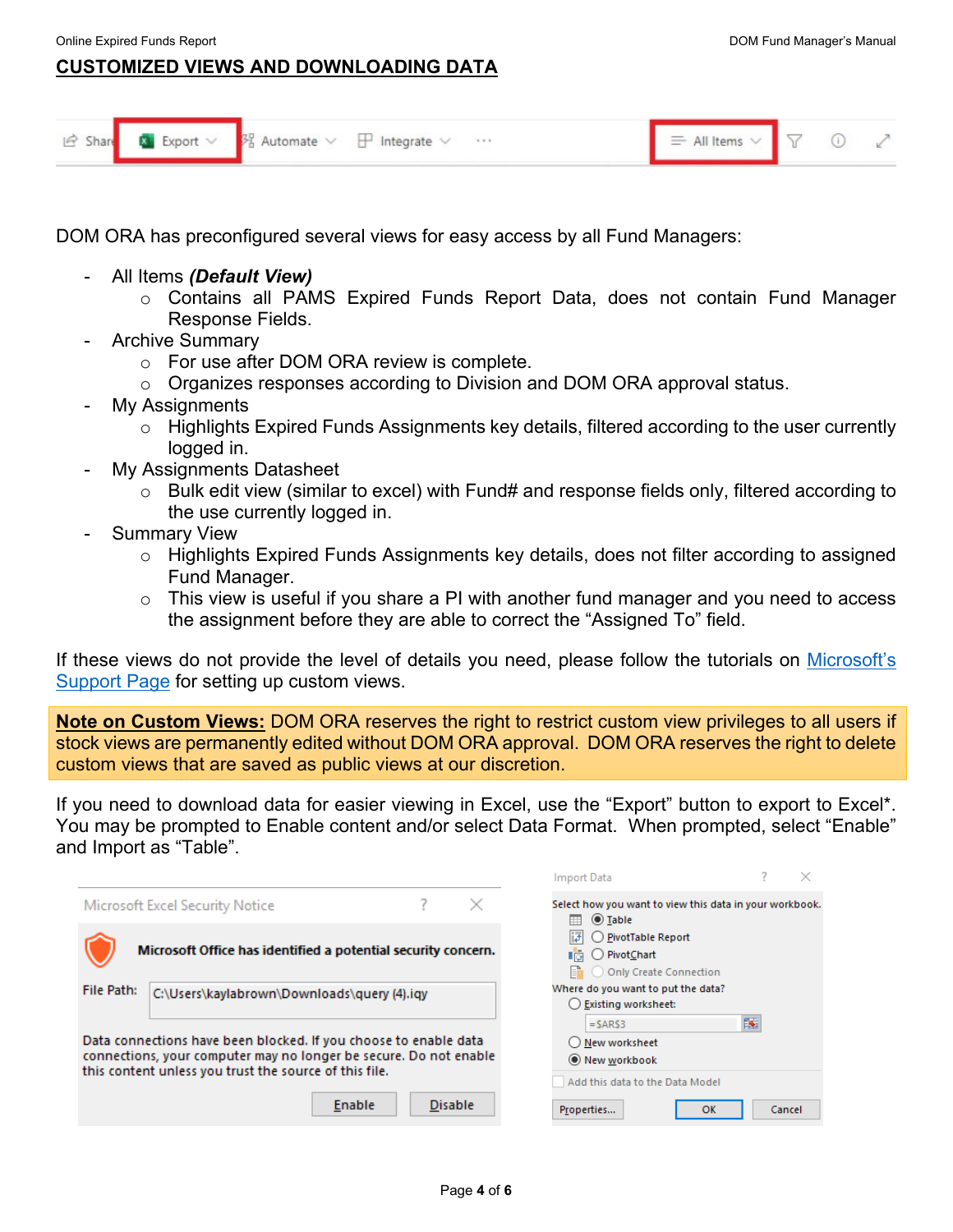## CUSTOMIZED VIEWS AND DOWNLOADING DATA

DOM ORA has preconfigured several views for easy access by all Fund Managers:

- All Items ***(Default View)***
  - Contains all PAMS Expired Funds Report Data, does not contain Fund Manager Response Fields.
- Archive Summary
  - For use after DOM ORA review is complete.
  - Organizes responses according to Division and DOM ORA approval status.
- My Assignments
  - Highlights Expired Funds Assignments key details, filtered according to the user currently logged in.
- My Assignments Datasheet
  - Bulk edit view (similar to excel) with Fund# and response fields only, filtered according to the use currently logged in.
- Summary View
  - Highlights Expired Funds Assignments key details, does not filter according to assigned Fund Manager.
  - This view is useful if you share a PI with another fund manager and you need to access the assignment before they are able to correct the "Assigned To" field.

If these views do not provide the level of details you need, please follow the tutorials on Microsoft's Support Page for setting up custom views.

**Note on Custom Views:** DOM ORA reserves the right to restrict custom view privileges to all users if stock views are permanently edited without DOM ORA approval. DOM ORA reserves the right to delete custom views that are saved as public views at our discretion.

If you need to download data for easier viewing in Excel, use the "Export" button to export to Excel*. You may be prompted to Enable content and/or select Data Format. When prompted, select "Enable" and Import as "Table".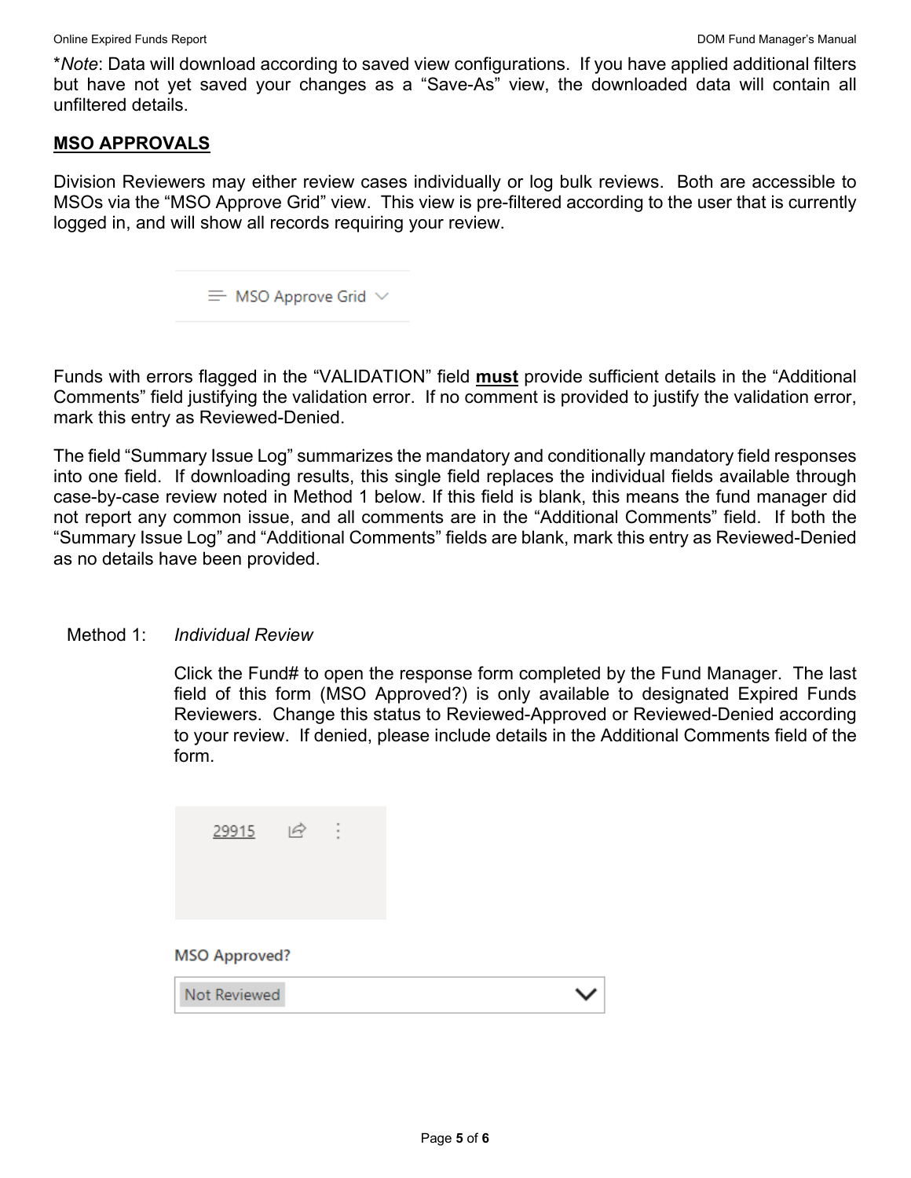*Note*: Data will download according to saved view configurations. If you have applied additional filters but have not yet saved your changes as a "Save-As" view, the downloaded data will contain all unfiltered details.

## MSO APPROVALS

Division Reviewers may either review cases individually or log bulk reviews. Both are accessible to MSOs via the "MSO Approve Grid" view. This view is pre-filtered according to the user that is currently logged in, and will show all records requiring your review.

MSO Approve Grid

Funds with errors flagged in the "VALIDATION" field **must** provide sufficient details in the "Additional Comments" field justifying the validation error. If no comment is provided to justify the validation error, mark this entry as Reviewed-Denied.

The field "Summary Issue Log" summarizes the mandatory and conditionally mandatory field responses into one field. If downloading results, this single field replaces the individual fields available through case-by-case review noted in Method 1 below. If this field is blank, this means the fund manager did not report any common issue, and all comments are in the "Additional Comments" field. If both the "Summary Issue Log" and "Additional Comments" fields are blank, mark this entry as Reviewed-Denied as no details have been provided.

Method 1: *Individual Review*

Click the Fund# to open the response form completed by the Fund Manager. The last field of this form (MSO Approved?) is only available to designated Expired Funds Reviewers. Change this status to Reviewed-Approved or Reviewed-Denied according to your review. If denied, please include details in the Additional Comments field of the form.

29915

MSO Approved?

Not Reviewed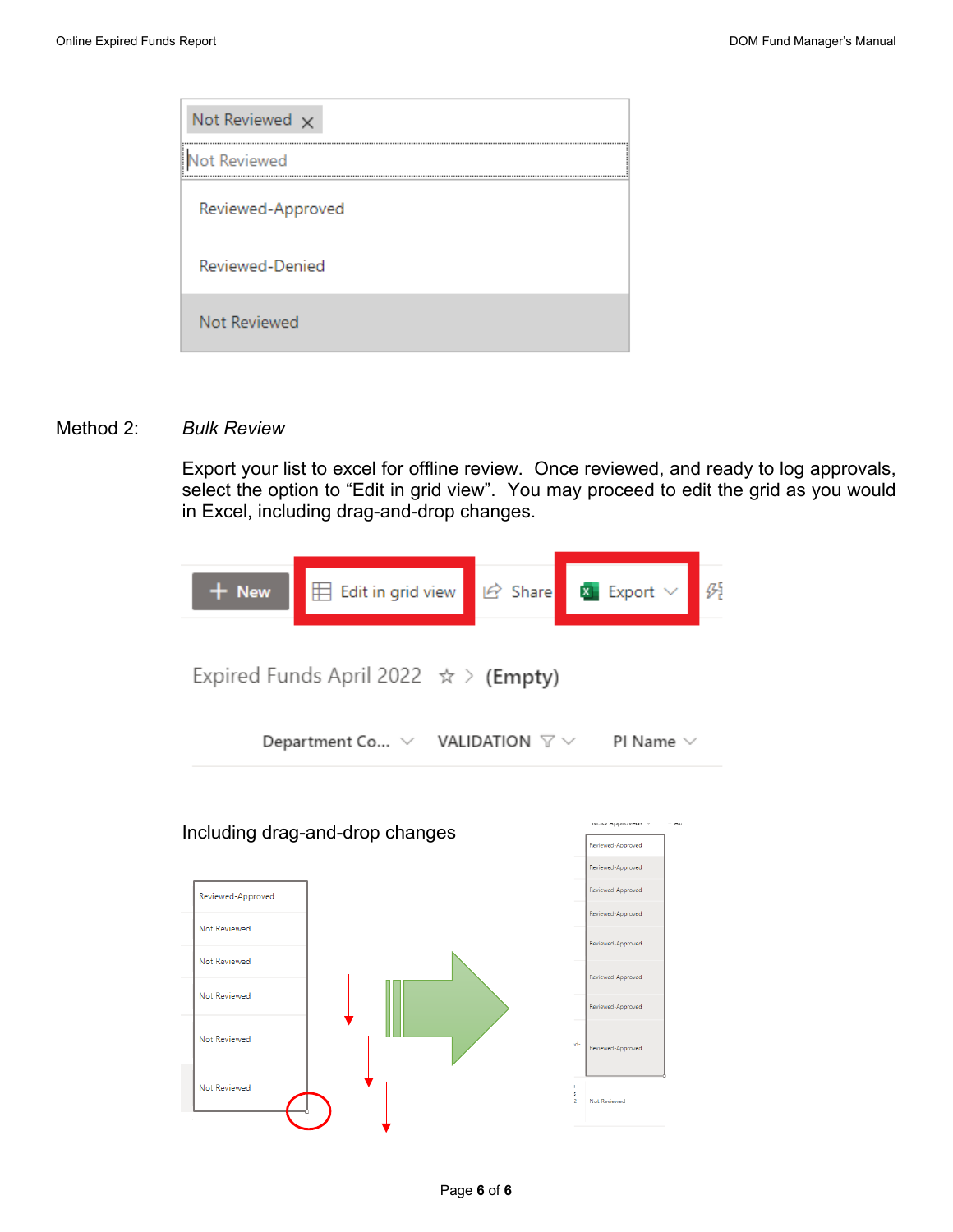Not Reviewed ✕

Not Reviewed

Reviewed-Approved

Reviewed-Denied

Not Reviewed

Method 2: *Bulk Review*

Export your list to excel for offline review. Once reviewed, and ready to log approvals, select the option to "Edit in grid view". You may proceed to edit the grid as you would in Excel, including drag-and-drop changes.

+ New | Edit in grid view | Share | Export

Expired Funds April 2022 ☆ > (Empty)

Department Co... | VALIDATION | PI Name

Including drag-and-drop changes

Reviewed-Approved
Not Reviewed
Not Reviewed
Not Reviewed
Not Reviewed
Not Reviewed

Reviewed-Approved
Reviewed-Approved
Reviewed-Approved
Reviewed-Approved
Reviewed-Approved
Reviewed-Approved
Reviewed-Approved
Reviewed-Approved
Not Reviewed